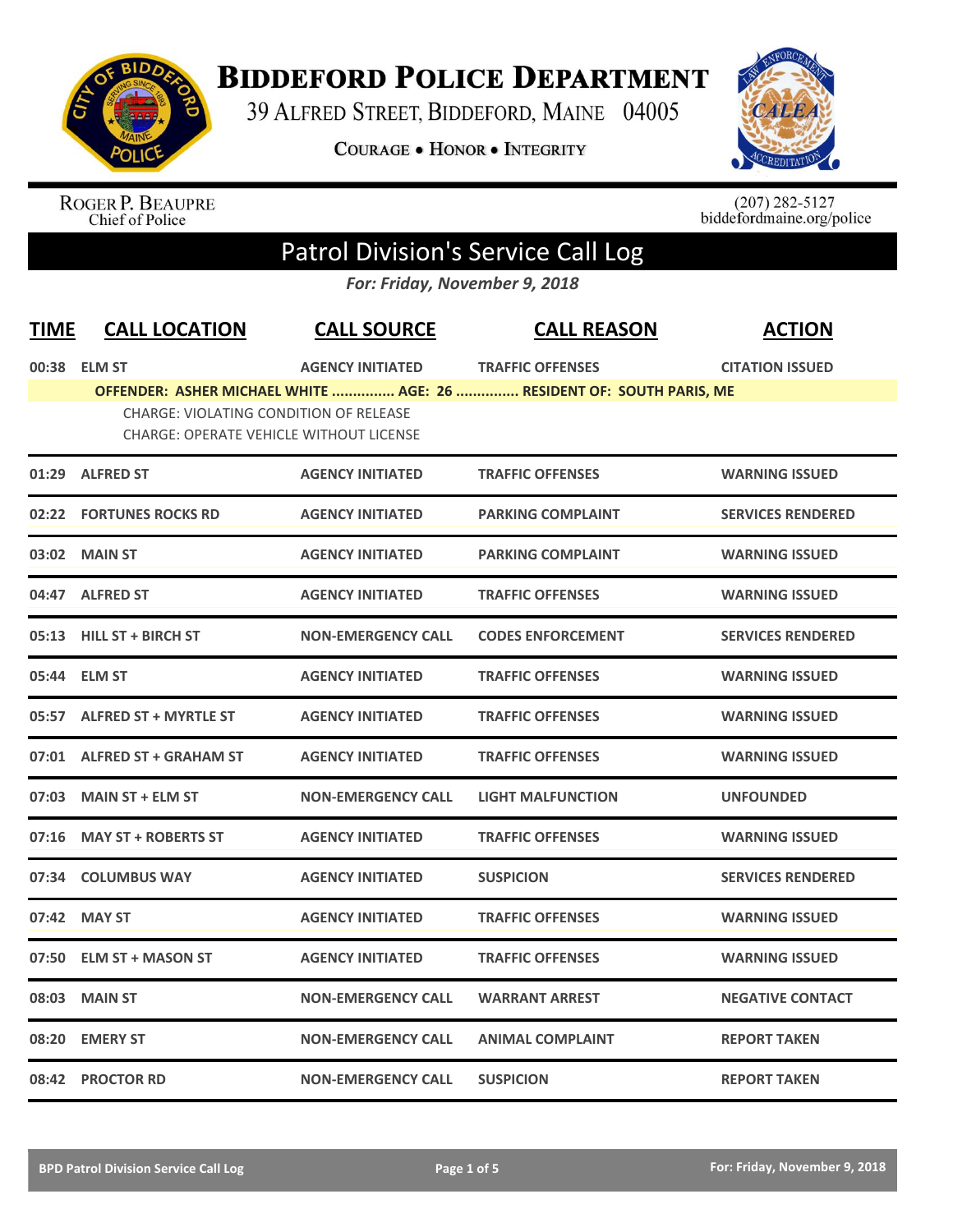# Biddeford Police Department

39 Alfred Street, Biddeford, Maine 04005

Courage • Honor • Integrity

Roger P. Beaupre
Chief of Police

(207) 282-5127
biddefordmaine.org/police

## Patrol Division's Service Call Log

*For: Friday, November 9, 2018*

| TIME | CALL LOCATION | CALL SOURCE | CALL REASON | ACTION |
|---|---|---|---|---|
| 00:38 | ELM ST | AGENCY INITIATED | TRAFFIC OFFENSES | CITATION ISSUED |
| | OFFENDER: ASHER MICHAEL WHITE ............... AGE: 26 ............... RESIDENT OF: SOUTH PARIS, ME | | | |
| | CHARGE: VIOLATING CONDITION OF RELEASE<br>CHARGE: OPERATE VEHICLE WITHOUT LICENSE | | | |
| 01:29 | ALFRED ST | AGENCY INITIATED | TRAFFIC OFFENSES | WARNING ISSUED |
| 02:22 | FORTUNES ROCKS RD | AGENCY INITIATED | PARKING COMPLAINT | SERVICES RENDERED |
| 03:02 | MAIN ST | AGENCY INITIATED | PARKING COMPLAINT | WARNING ISSUED |
| 04:47 | ALFRED ST | AGENCY INITIATED | TRAFFIC OFFENSES | WARNING ISSUED |
| 05:13 | HILL ST + BIRCH ST | NON-EMERGENCY CALL | CODES ENFORCEMENT | SERVICES RENDERED |
| 05:44 | ELM ST | AGENCY INITIATED | TRAFFIC OFFENSES | WARNING ISSUED |
| 05:57 | ALFRED ST + MYRTLE ST | AGENCY INITIATED | TRAFFIC OFFENSES | WARNING ISSUED |
| 07:01 | ALFRED ST + GRAHAM ST | AGENCY INITIATED | TRAFFIC OFFENSES | WARNING ISSUED |
| 07:03 | MAIN ST + ELM ST | NON-EMERGENCY CALL | LIGHT MALFUNCTION | UNFOUNDED |
| 07:16 | MAY ST + ROBERTS ST | AGENCY INITIATED | TRAFFIC OFFENSES | WARNING ISSUED |
| 07:34 | COLUMBUS WAY | AGENCY INITIATED | SUSPICION | SERVICES RENDERED |
| 07:42 | MAY ST | AGENCY INITIATED | TRAFFIC OFFENSES | WARNING ISSUED |
| 07:50 | ELM ST + MASON ST | AGENCY INITIATED | TRAFFIC OFFENSES | WARNING ISSUED |
| 08:03 | MAIN ST | NON-EMERGENCY CALL | WARRANT ARREST | NEGATIVE CONTACT |
| 08:20 | EMERY ST | NON-EMERGENCY CALL | ANIMAL COMPLAINT | REPORT TAKEN |
| 08:42 | PROCTOR RD | NON-EMERGENCY CALL | SUSPICION | REPORT TAKEN |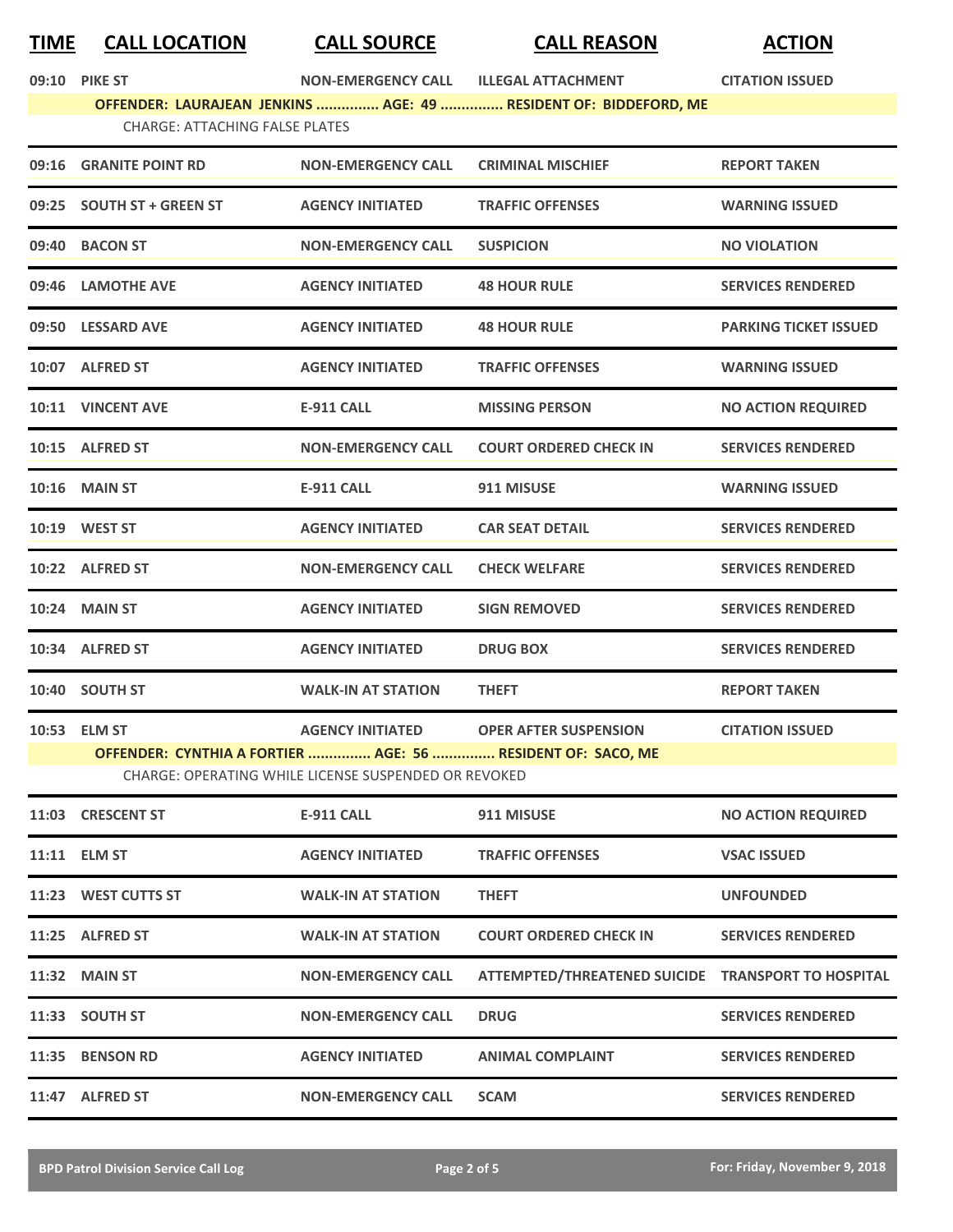| TIME | CALL LOCATION | CALL SOURCE | CALL REASON | ACTION |
|---|---|---|---|---|
| 09:10 | PIKE ST | NON-EMERGENCY CALL | ILLEGAL ATTACHMENT | CITATION ISSUED |
| | **OFFENDER: LAURAJEAN JENKINS ............... AGE: 49 ............... RESIDENT OF: BIDDEFORD, ME** | | | |
| | CHARGE: ATTACHING FALSE PLATES | | | |
| 09:16 | GRANITE POINT RD | NON-EMERGENCY CALL | CRIMINAL MISCHIEF | REPORT TAKEN |
| 09:25 | SOUTH ST + GREEN ST | AGENCY INITIATED | TRAFFIC OFFENSES | WARNING ISSUED |
| 09:40 | BACON ST | NON-EMERGENCY CALL | SUSPICION | NO VIOLATION |
| 09:46 | LAMOTHE AVE | AGENCY INITIATED | 48 HOUR RULE | SERVICES RENDERED |
| 09:50 | LESSARD AVE | AGENCY INITIATED | 48 HOUR RULE | PARKING TICKET ISSUED |
| 10:07 | ALFRED ST | AGENCY INITIATED | TRAFFIC OFFENSES | WARNING ISSUED |
| 10:11 | VINCENT AVE | E-911 CALL | MISSING PERSON | NO ACTION REQUIRED |
| 10:15 | ALFRED ST | NON-EMERGENCY CALL | COURT ORDERED CHECK IN | SERVICES RENDERED |
| 10:16 | MAIN ST | E-911 CALL | 911 MISUSE | WARNING ISSUED |
| 10:19 | WEST ST | AGENCY INITIATED | CAR SEAT DETAIL | SERVICES RENDERED |
| 10:22 | ALFRED ST | NON-EMERGENCY CALL | CHECK WELFARE | SERVICES RENDERED |
| 10:24 | MAIN ST | AGENCY INITIATED | SIGN REMOVED | SERVICES RENDERED |
| 10:34 | ALFRED ST | AGENCY INITIATED | DRUG BOX | SERVICES RENDERED |
| 10:40 | SOUTH ST | WALK-IN AT STATION | THEFT | REPORT TAKEN |
| 10:53 | ELM ST | AGENCY INITIATED | OPER AFTER SUSPENSION | CITATION ISSUED |
| | **OFFENDER: CYNTHIA A FORTIER ............... AGE: 56 ............... RESIDENT OF: SACO, ME** | | | |
| | CHARGE: OPERATING WHILE LICENSE SUSPENDED OR REVOKED | | | |
| 11:03 | CRESCENT ST | E-911 CALL | 911 MISUSE | NO ACTION REQUIRED |
| 11:11 | ELM ST | AGENCY INITIATED | TRAFFIC OFFENSES | VSAC ISSUED |
| 11:23 | WEST CUTTS ST | WALK-IN AT STATION | THEFT | UNFOUNDED |
| 11:25 | ALFRED ST | WALK-IN AT STATION | COURT ORDERED CHECK IN | SERVICES RENDERED |
| 11:32 | MAIN ST | NON-EMERGENCY CALL | ATTEMPTED/THREATENED SUICIDE | TRANSPORT TO HOSPITAL |
| 11:33 | SOUTH ST | NON-EMERGENCY CALL | DRUG | SERVICES RENDERED |
| 11:35 | BENSON RD | AGENCY INITIATED | ANIMAL COMPLAINT | SERVICES RENDERED |
| 11:47 | ALFRED ST | NON-EMERGENCY CALL | SCAM | SERVICES RENDERED |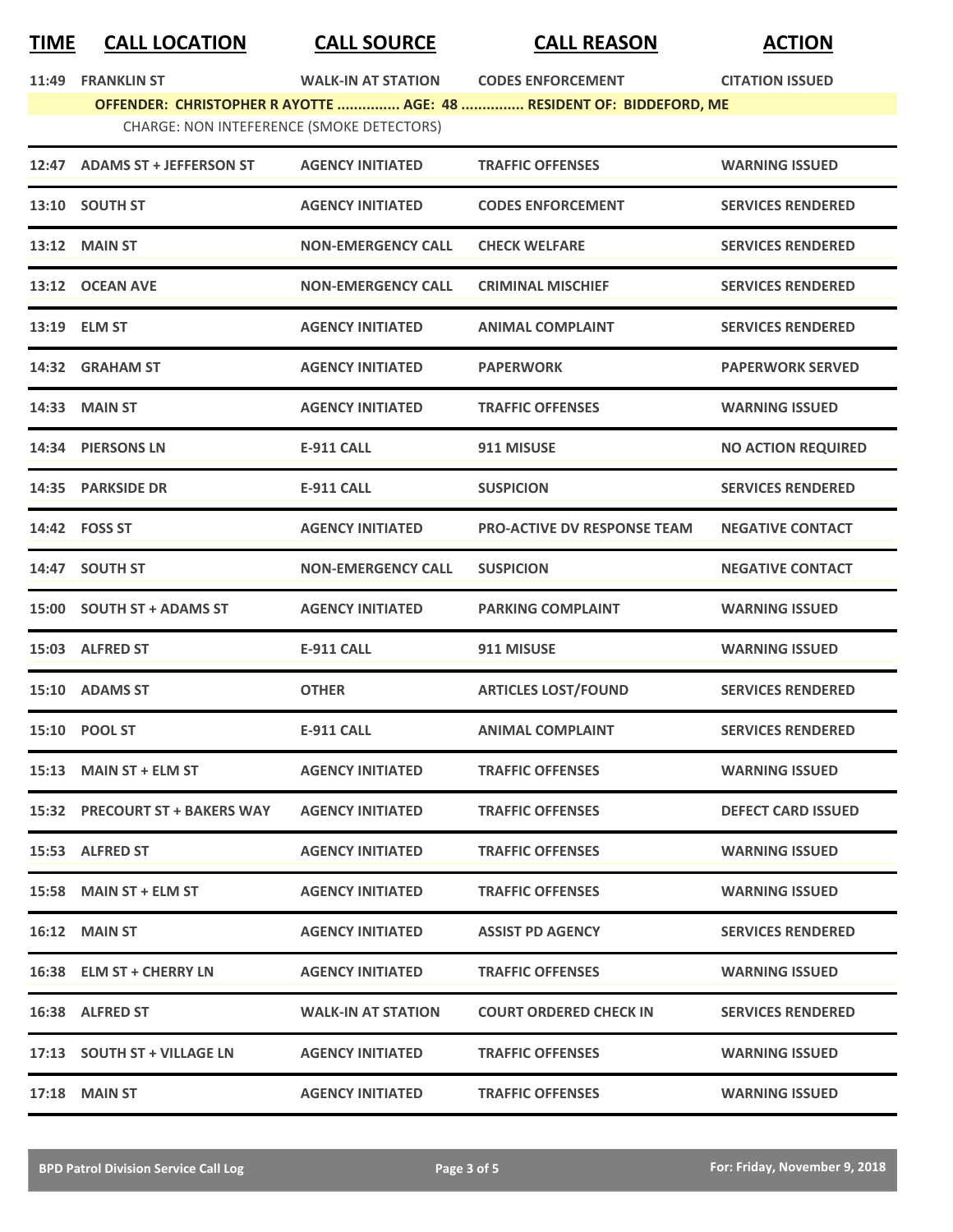| TIME | CALL LOCATION | CALL SOURCE | CALL REASON | ACTION |
|---|---|---|---|---|
| 11:49 | FRANKLIN ST | WALK-IN AT STATION | CODES ENFORCEMENT | CITATION ISSUED |
| OFFENDER: CHRISTOPHER R AYOTTE ............... AGE: 48 ............... RESIDENT OF: BIDDEFORD, ME | | | | |
| CHARGE: NON INTEFERENCE (SMOKE DETECTORS) | | | | |
| 12:47 | ADAMS ST + JEFFERSON ST | AGENCY INITIATED | TRAFFIC OFFENSES | WARNING ISSUED |
| 13:10 | SOUTH ST | AGENCY INITIATED | CODES ENFORCEMENT | SERVICES RENDERED |
| 13:12 | MAIN ST | NON-EMERGENCY CALL | CHECK WELFARE | SERVICES RENDERED |
| 13:12 | OCEAN AVE | NON-EMERGENCY CALL | CRIMINAL MISCHIEF | SERVICES RENDERED |
| 13:19 | ELM ST | AGENCY INITIATED | ANIMAL COMPLAINT | SERVICES RENDERED |
| 14:32 | GRAHAM ST | AGENCY INITIATED | PAPERWORK | PAPERWORK SERVED |
| 14:33 | MAIN ST | AGENCY INITIATED | TRAFFIC OFFENSES | WARNING ISSUED |
| 14:34 | PIERSONS LN | E-911 CALL | 911 MISUSE | NO ACTION REQUIRED |
| 14:35 | PARKSIDE DR | E-911 CALL | SUSPICION | SERVICES RENDERED |
| 14:42 | FOSS ST | AGENCY INITIATED | PRO-ACTIVE DV RESPONSE TEAM | NEGATIVE CONTACT |
| 14:47 | SOUTH ST | NON-EMERGENCY CALL | SUSPICION | NEGATIVE CONTACT |
| 15:00 | SOUTH ST + ADAMS ST | AGENCY INITIATED | PARKING COMPLAINT | WARNING ISSUED |
| 15:03 | ALFRED ST | E-911 CALL | 911 MISUSE | WARNING ISSUED |
| 15:10 | ADAMS ST | OTHER | ARTICLES LOST/FOUND | SERVICES RENDERED |
| 15:10 | POOL ST | E-911 CALL | ANIMAL COMPLAINT | SERVICES RENDERED |
| 15:13 | MAIN ST + ELM ST | AGENCY INITIATED | TRAFFIC OFFENSES | WARNING ISSUED |
| 15:32 | PRECOURT ST + BAKERS WAY | AGENCY INITIATED | TRAFFIC OFFENSES | DEFECT CARD ISSUED |
| 15:53 | ALFRED ST | AGENCY INITIATED | TRAFFIC OFFENSES | WARNING ISSUED |
| 15:58 | MAIN ST + ELM ST | AGENCY INITIATED | TRAFFIC OFFENSES | WARNING ISSUED |
| 16:12 | MAIN ST | AGENCY INITIATED | ASSIST PD AGENCY | SERVICES RENDERED |
| 16:38 | ELM ST + CHERRY LN | AGENCY INITIATED | TRAFFIC OFFENSES | WARNING ISSUED |
| 16:38 | ALFRED ST | WALK-IN AT STATION | COURT ORDERED CHECK IN | SERVICES RENDERED |
| 17:13 | SOUTH ST + VILLAGE LN | AGENCY INITIATED | TRAFFIC OFFENSES | WARNING ISSUED |
| 17:18 | MAIN ST | AGENCY INITIATED | TRAFFIC OFFENSES | WARNING ISSUED |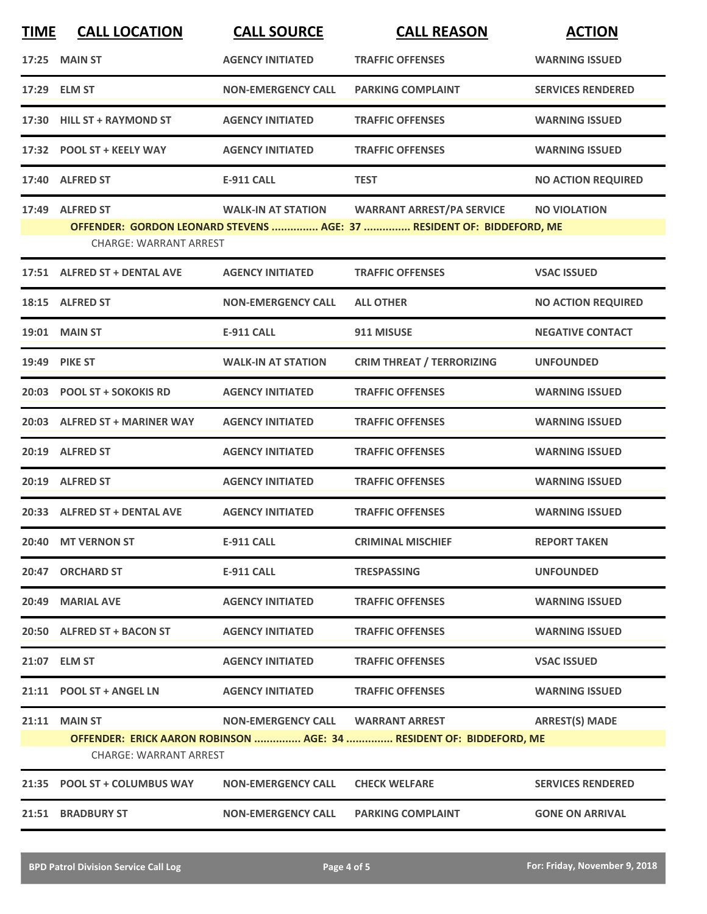| TIME | CALL LOCATION | CALL SOURCE | CALL REASON | ACTION |
|---|---|---|---|---|
| 17:25 | MAIN ST | AGENCY INITIATED | TRAFFIC OFFENSES | WARNING ISSUED |
| 17:29 | ELM ST | NON-EMERGENCY CALL | PARKING COMPLAINT | SERVICES RENDERED |
| 17:30 | HILL ST + RAYMOND ST | AGENCY INITIATED | TRAFFIC OFFENSES | WARNING ISSUED |
| 17:32 | POOL ST + KEELY WAY | AGENCY INITIATED | TRAFFIC OFFENSES | WARNING ISSUED |
| 17:40 | ALFRED ST | E-911 CALL | TEST | NO ACTION REQUIRED |
| 17:49 | ALFRED ST | WALK-IN AT STATION | WARRANT ARREST/PA SERVICE | NO VIOLATION |
| | OFFENDER: GORDON LEONARD STEVENS ............... AGE: 37 ............... RESIDENT OF: BIDDEFORD, ME | | | |
| | CHARGE: WARRANT ARREST | | | |
| 17:51 | ALFRED ST + DENTAL AVE | AGENCY INITIATED | TRAFFIC OFFENSES | VSAC ISSUED |
| 18:15 | ALFRED ST | NON-EMERGENCY CALL | ALL OTHER | NO ACTION REQUIRED |
| 19:01 | MAIN ST | E-911 CALL | 911 MISUSE | NEGATIVE CONTACT |
| 19:49 | PIKE ST | WALK-IN AT STATION | CRIM THREAT / TERRORIZING | UNFOUNDED |
| 20:03 | POOL ST + SOKOKIS RD | AGENCY INITIATED | TRAFFIC OFFENSES | WARNING ISSUED |
| 20:03 | ALFRED ST + MARINER WAY | AGENCY INITIATED | TRAFFIC OFFENSES | WARNING ISSUED |
| 20:19 | ALFRED ST | AGENCY INITIATED | TRAFFIC OFFENSES | WARNING ISSUED |
| 20:19 | ALFRED ST | AGENCY INITIATED | TRAFFIC OFFENSES | WARNING ISSUED |
| 20:33 | ALFRED ST + DENTAL AVE | AGENCY INITIATED | TRAFFIC OFFENSES | WARNING ISSUED |
| 20:40 | MT VERNON ST | E-911 CALL | CRIMINAL MISCHIEF | REPORT TAKEN |
| 20:47 | ORCHARD ST | E-911 CALL | TRESPASSING | UNFOUNDED |
| 20:49 | MARIAL AVE | AGENCY INITIATED | TRAFFIC OFFENSES | WARNING ISSUED |
| 20:50 | ALFRED ST + BACON ST | AGENCY INITIATED | TRAFFIC OFFENSES | WARNING ISSUED |
| 21:07 | ELM ST | AGENCY INITIATED | TRAFFIC OFFENSES | VSAC ISSUED |
| 21:11 | POOL ST + ANGEL LN | AGENCY INITIATED | TRAFFIC OFFENSES | WARNING ISSUED |
| 21:11 | MAIN ST | NON-EMERGENCY CALL | WARRANT ARREST | ARREST(S) MADE |
| | OFFENDER: ERICK AARON ROBINSON ............... AGE: 34 ............... RESIDENT OF: BIDDEFORD, ME | | | |
| | CHARGE: WARRANT ARREST | | | |
| 21:35 | POOL ST + COLUMBUS WAY | NON-EMERGENCY CALL | CHECK WELFARE | SERVICES RENDERED |
| 21:51 | BRADBURY ST | NON-EMERGENCY CALL | PARKING COMPLAINT | GONE ON ARRIVAL |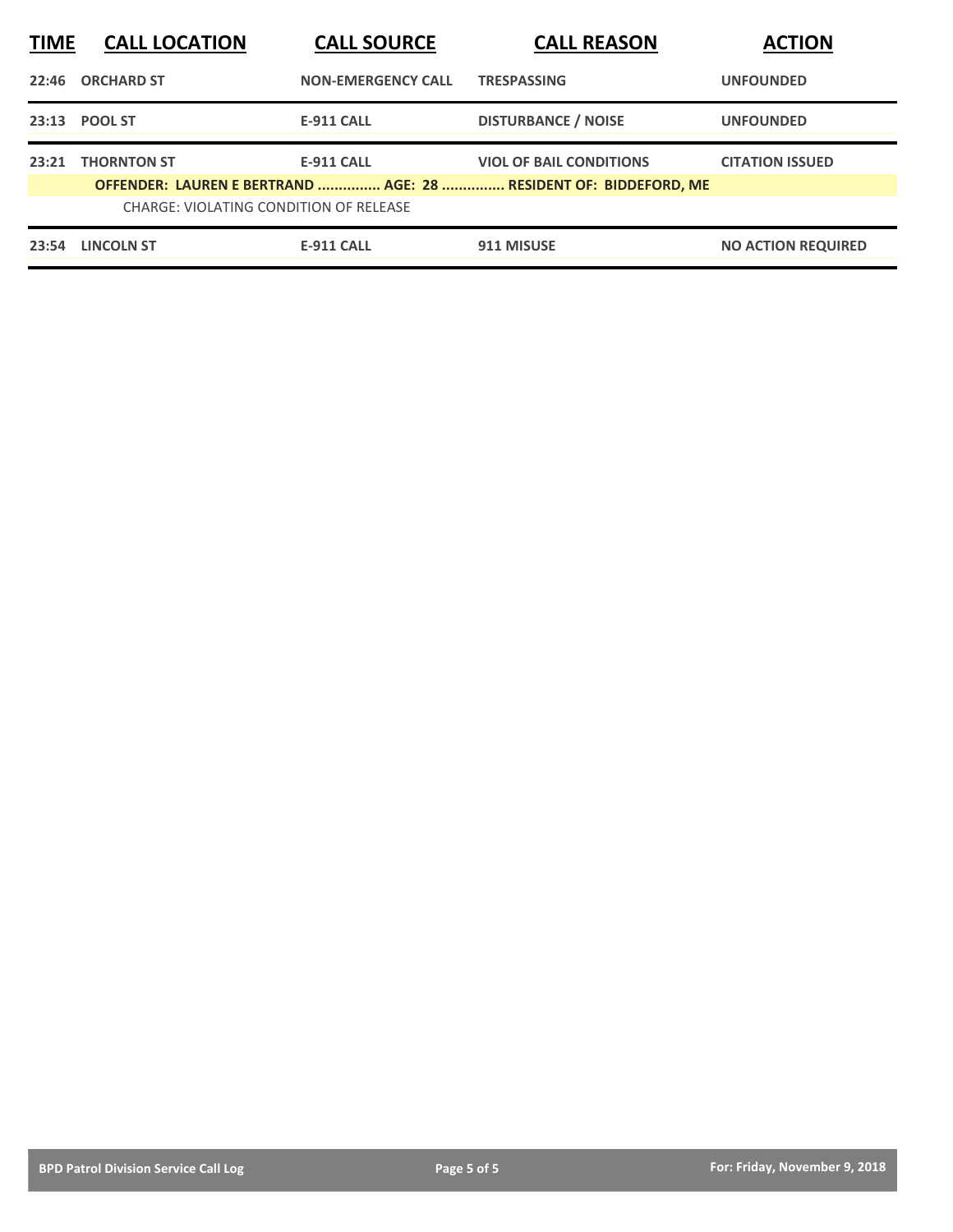| TIME | CALL LOCATION | CALL SOURCE | CALL REASON | ACTION |
|---|---|---|---|---|
| 22:46 | ORCHARD ST | NON-EMERGENCY CALL | TRESPASSING | UNFOUNDED |
| 23:13 | POOL ST | E-911 CALL | DISTURBANCE / NOISE | UNFOUNDED |
| 23:21 | THORNTON ST | E-911 CALL | VIOL OF BAIL CONDITIONS | CITATION ISSUED |
| | OFFENDER: LAUREN E BERTRAND ............... AGE: 28 ............... RESIDENT OF: BIDDEFORD, ME | | | |
| | CHARGE: VIOLATING CONDITION OF RELEASE | | | |
| 23:54 | LINCOLN ST | E-911 CALL | 911 MISUSE | NO ACTION REQUIRED |